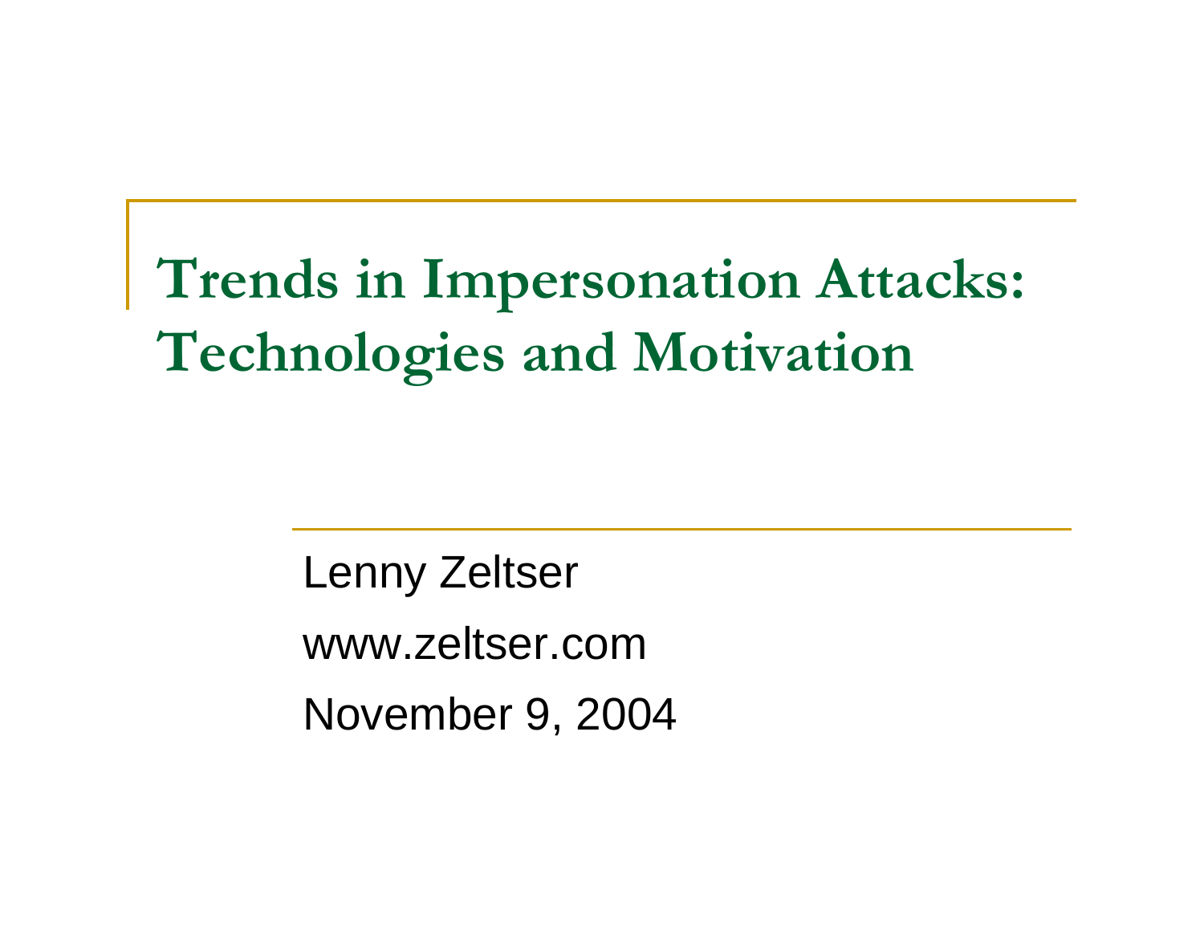# Trends in Impersonation Attacks: Technologies and Motivation

Lenny Zeltser

www.zeltser.com

November 9, 2004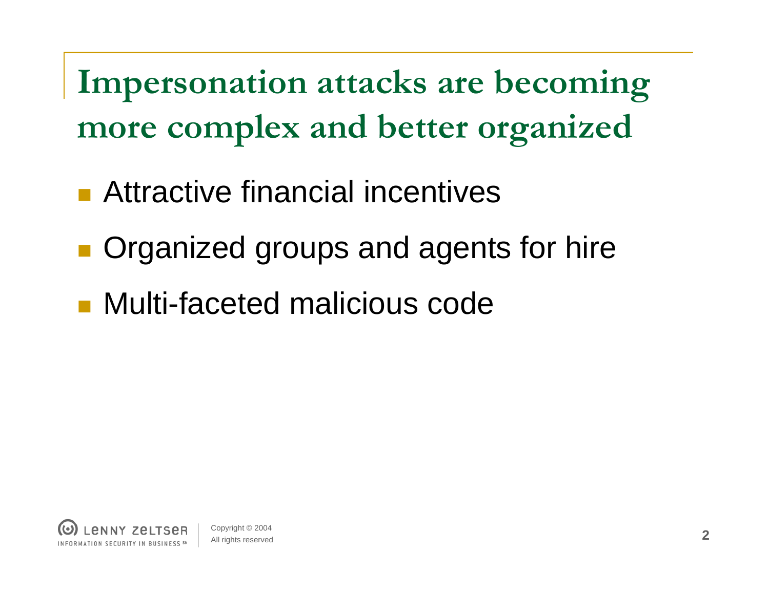# Impersonation attacks are becoming more complex and better organized

- Attractive financial incentives
- Organized groups and agents for hire
- Multi-faceted malicious code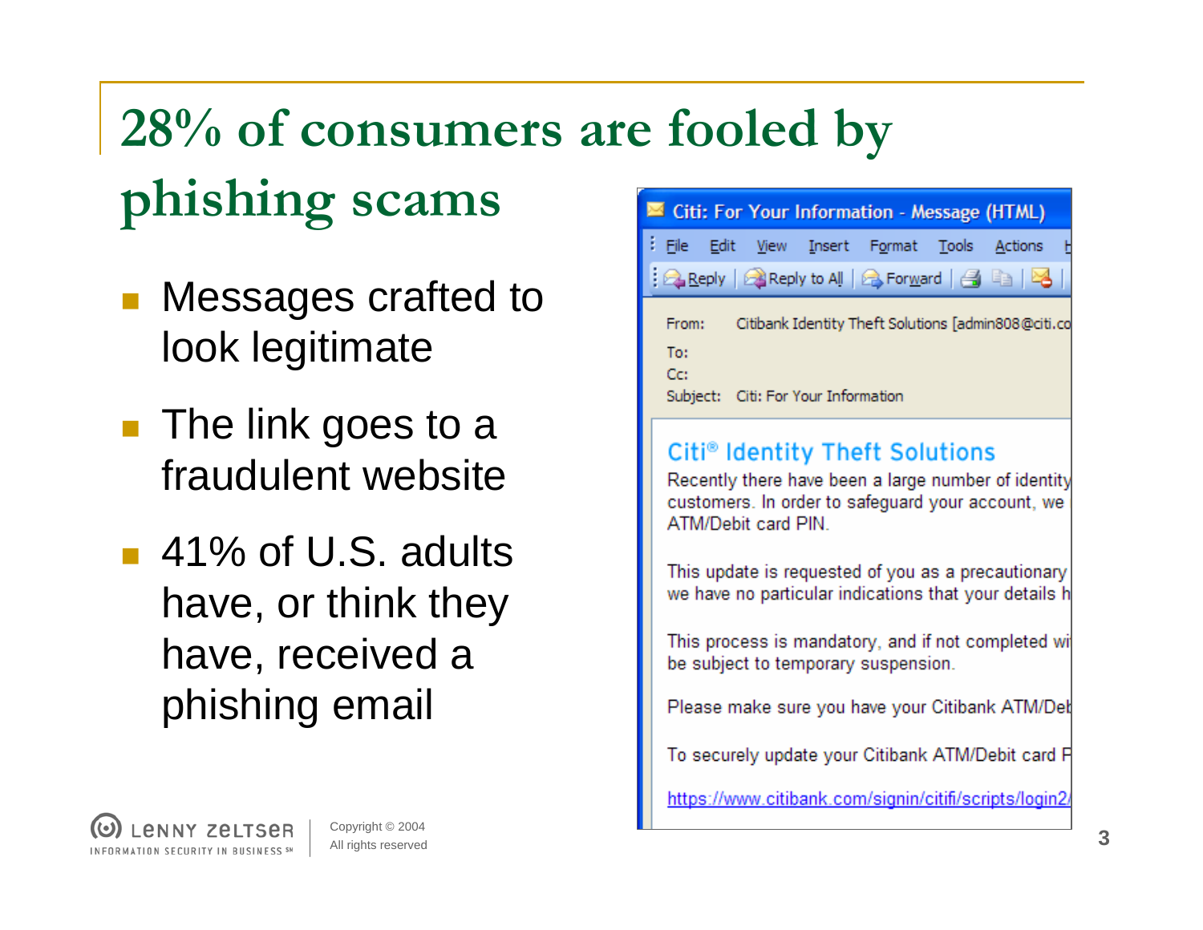# 28% of consumers are fooled by phishing scams

- Messages crafted to look legitimate
- The link goes to a fraudulent website
- 41% of U.S. adults have, or think they have, received a phishing email

Citi: For Your Information - Message (HTML)

File Edit View Insert Format Tools Actions

Reply | Reply to All | Forward

From: Citibank Identity Theft Solutions [admin808@citi.co

To:

Cc:

Subject: Citi: For Your Information

Citi® Identity Theft Solutions

Recently there have been a large number of identity customers. In order to safeguard your account, we ATM/Debit card PIN.

This update is requested of you as a precautionary we have no particular indications that your details h

This process is mandatory, and if not completed wi be subject to temporary suspension.

Please make sure you have your Citibank ATM/Deb

To securely update your Citibank ATM/Debit card P

https://www.citibank.com/signin/citifi/scripts/login2/

LENNY ZELTSER INFORMATION SECURITY IN BUSINESS SM

Copyright © 2004
All rights reserved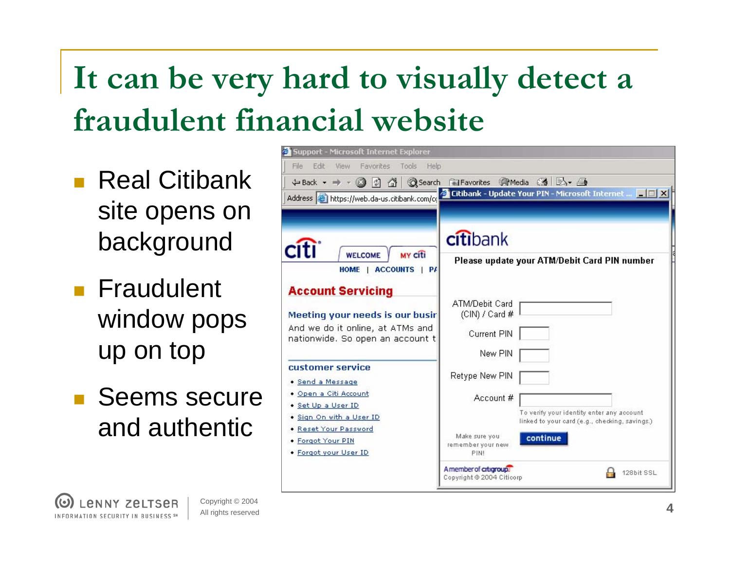# It can be very hard to visually detect a fraudulent financial website

- Real Citibank site opens on background
- Fraudulent window pops up on top
- Seems secure and authentic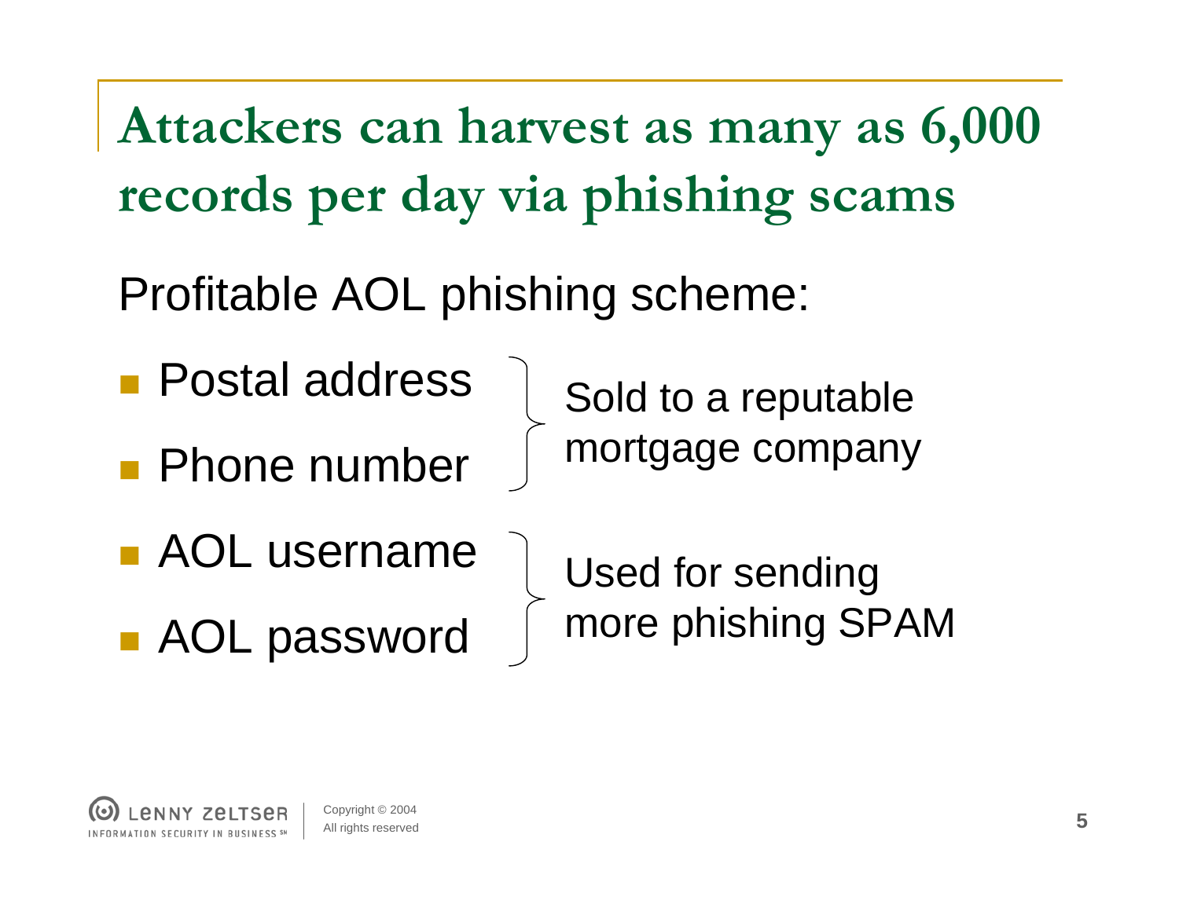# Attackers can harvest as many as 6,000 records per day via phishing scams

Profitable AOL phishing scheme:

- Postal address
- Phone number

Sold to a reputable mortgage company

- AOL username
- AOL password

Used for sending more phishing SPAM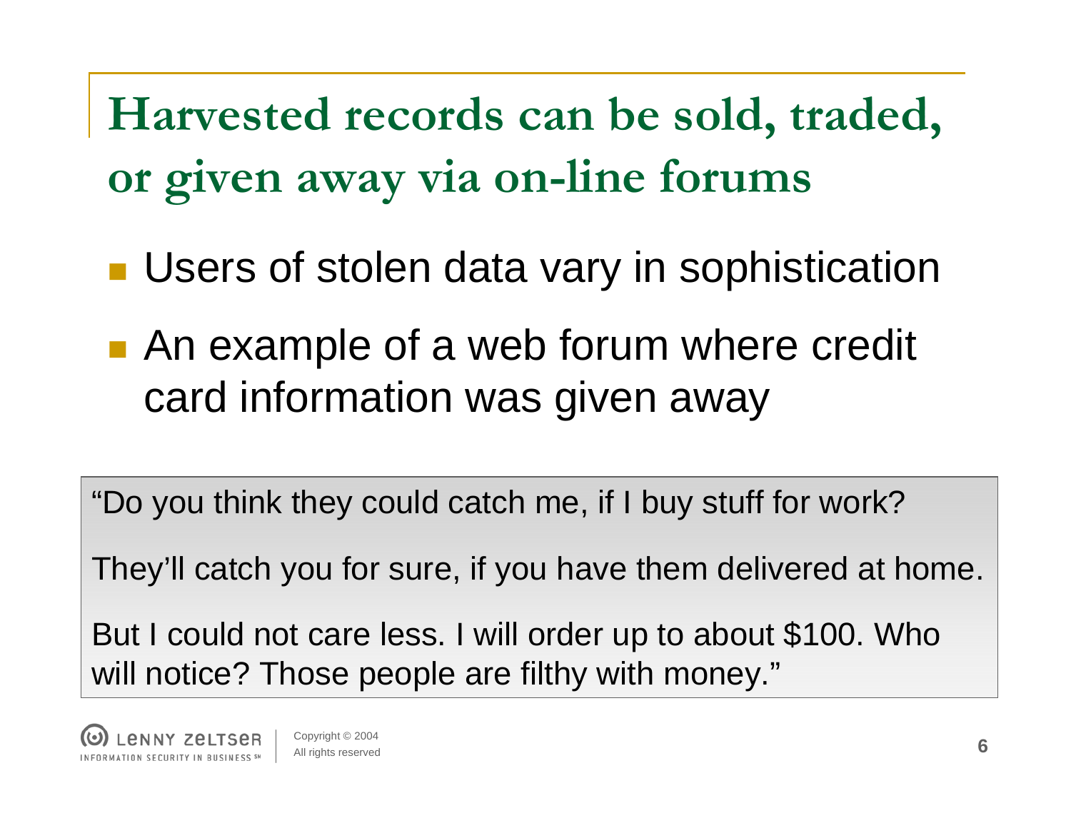# Harvested records can be sold, traded, or given away via on-line forums

- Users of stolen data vary in sophistication
- An example of a web forum where credit card information was given away

> "Do you think they could catch me, if I buy stuff for work?
>
> They'll catch you for sure, if you have them delivered at home.
>
> But I could not care less. I will order up to about $100. Who will notice? Those people are filthy with money."

LENNY ZELTSER
INFORMATION SECURITY IN BUSINESS SM

Copyright © 2004
All rights reserved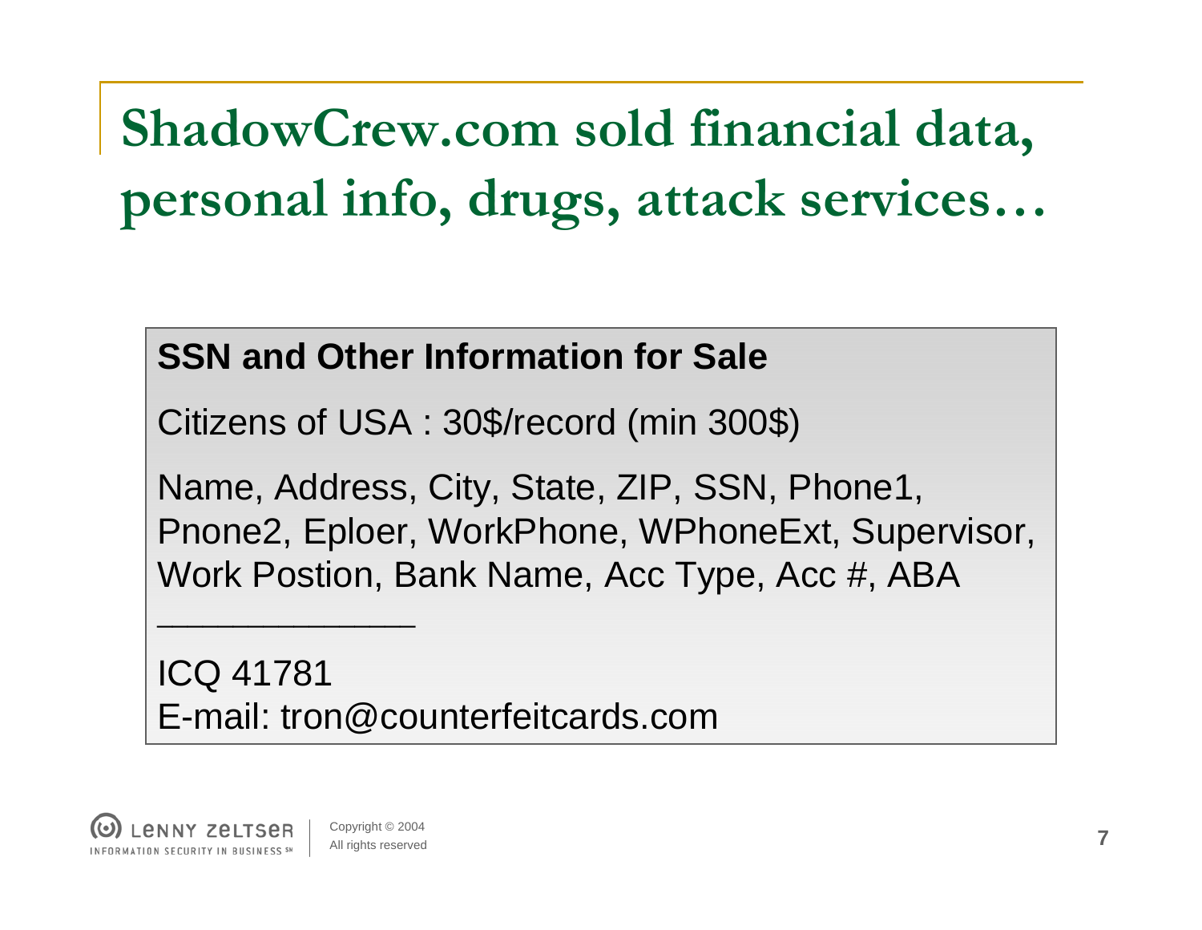# ShadowCrew.com sold financial data, personal info, drugs, attack services…

**SSN and Other Information for Sale**

Citizens of USA : 30$/record (min 300$)

Name, Address, City, State, ZIP, SSN, Phone1, Pnone2, Eploer, WorkPhone, WPhoneExt, Supervisor, Work Postion, Bank Name, Acc Type, Acc #, ABA

______________

ICQ 41781
E-mail: tron@counterfeitcards.com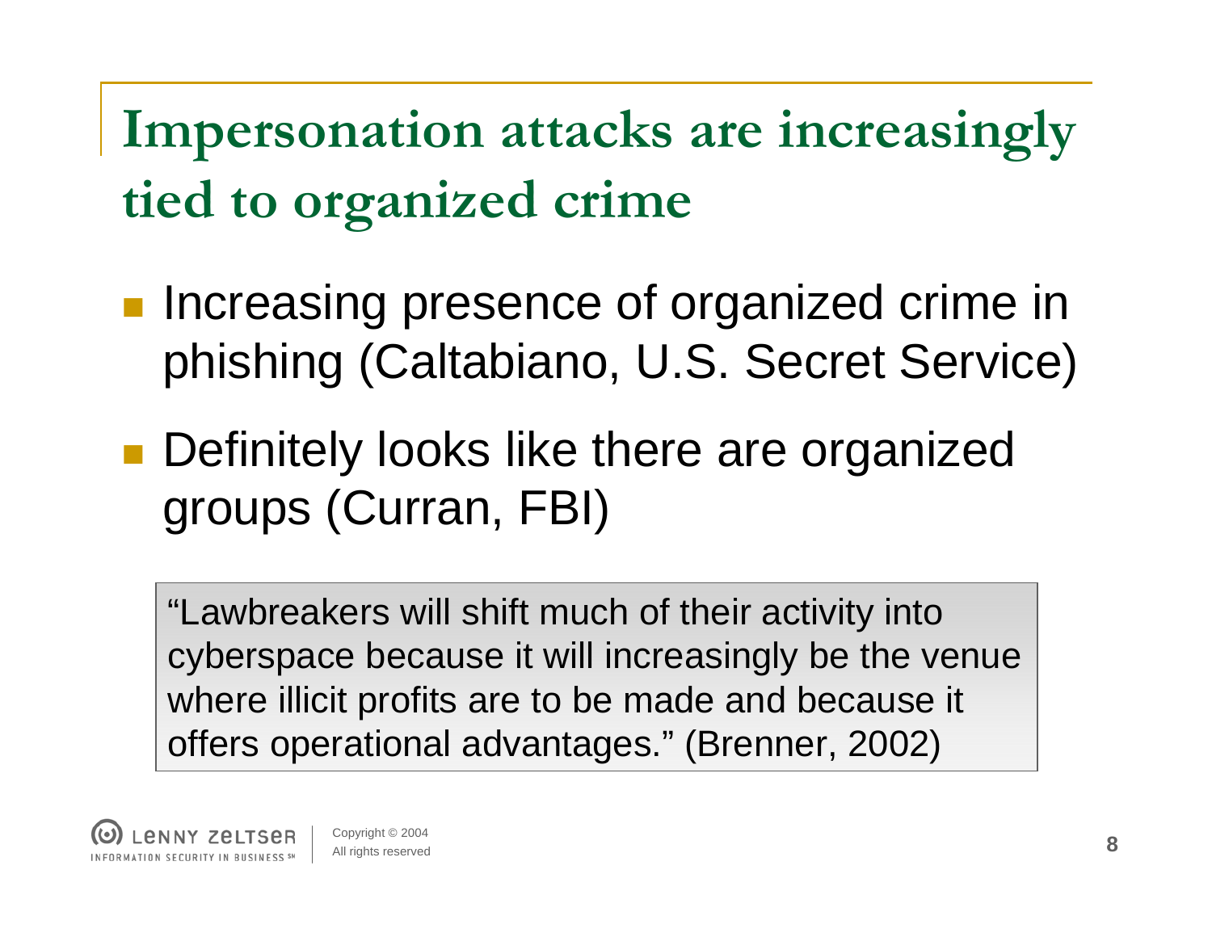# Impersonation attacks are increasingly tied to organized crime

- Increasing presence of organized crime in phishing (Caltabiano, U.S. Secret Service)
- Definitely looks like there are organized groups (Curran, FBI)

> "Lawbreakers will shift much of their activity into cyberspace because it will increasingly be the venue where illicit profits are to be made and because it offers operational advantages." (Brenner, 2002)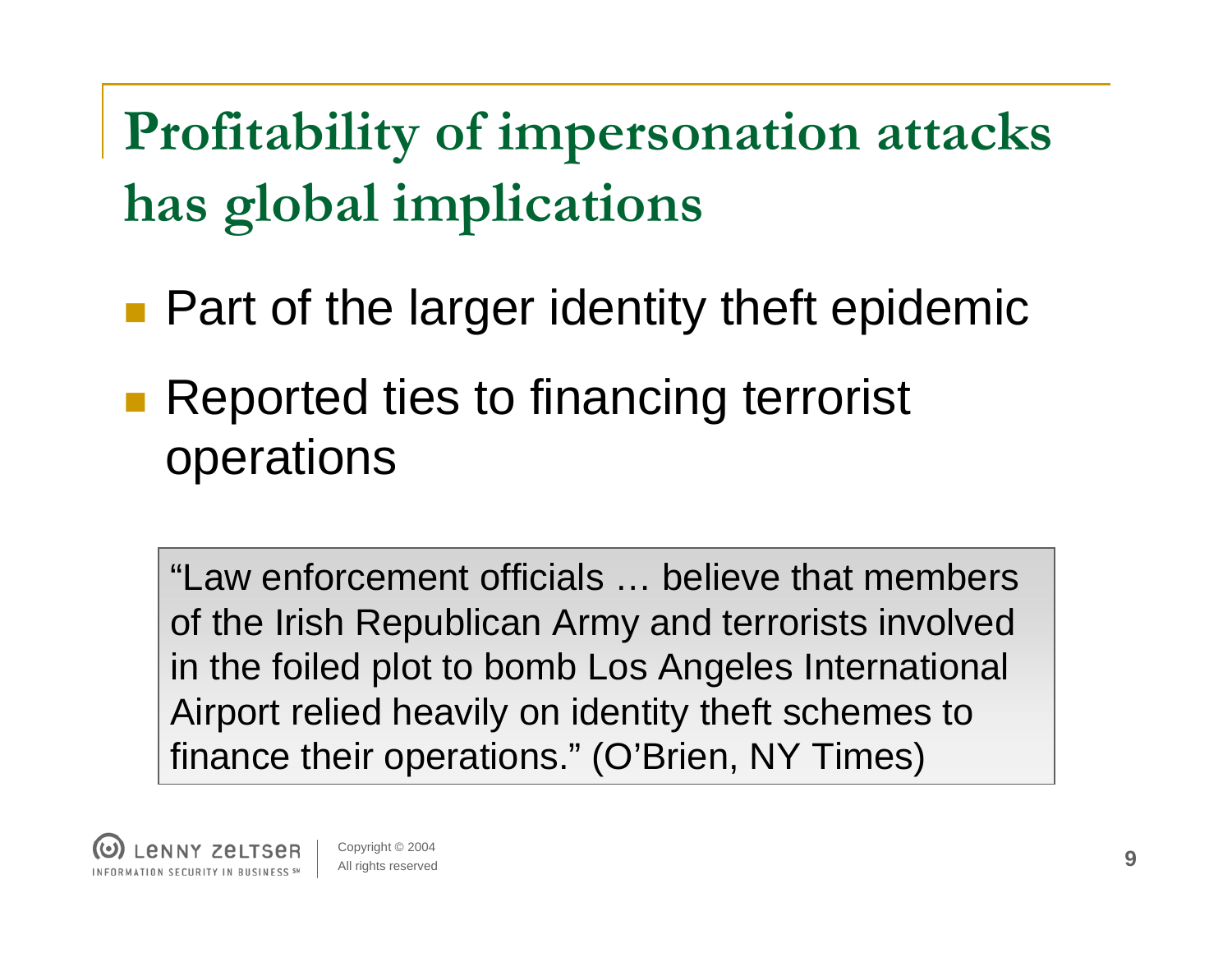# Profitability of impersonation attacks has global implications

- Part of the larger identity theft epidemic
- Reported ties to financing terrorist operations

> "Law enforcement officials … believe that members of the Irish Republican Army and terrorists involved in the foiled plot to bomb Los Angeles International Airport relied heavily on identity theft schemes to finance their operations." (O'Brien, NY Times)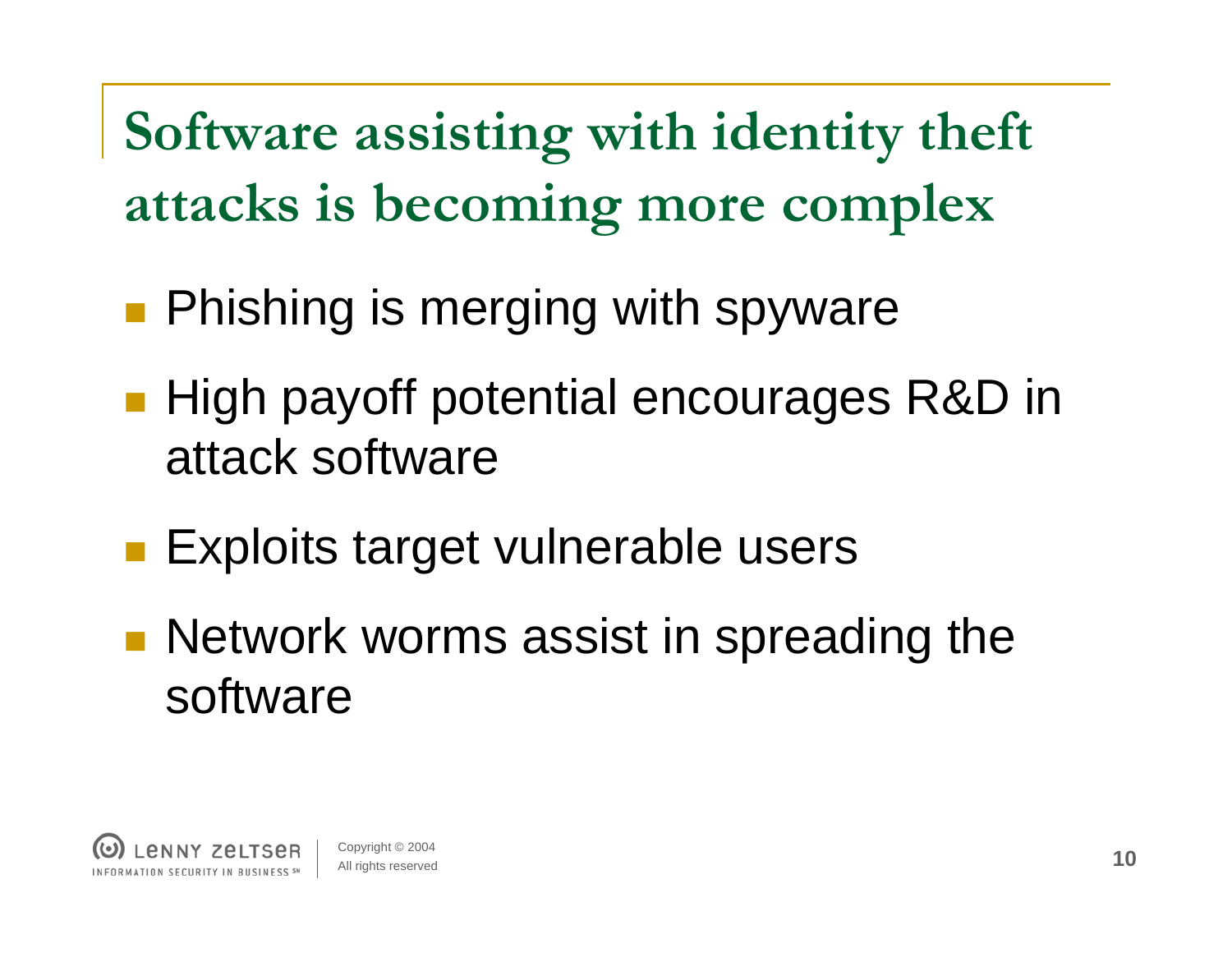# Software assisting with identity theft attacks is becoming more complex

- Phishing is merging with spyware
- High payoff potential encourages R&D in attack software
- Exploits target vulnerable users
- Network worms assist in spreading the software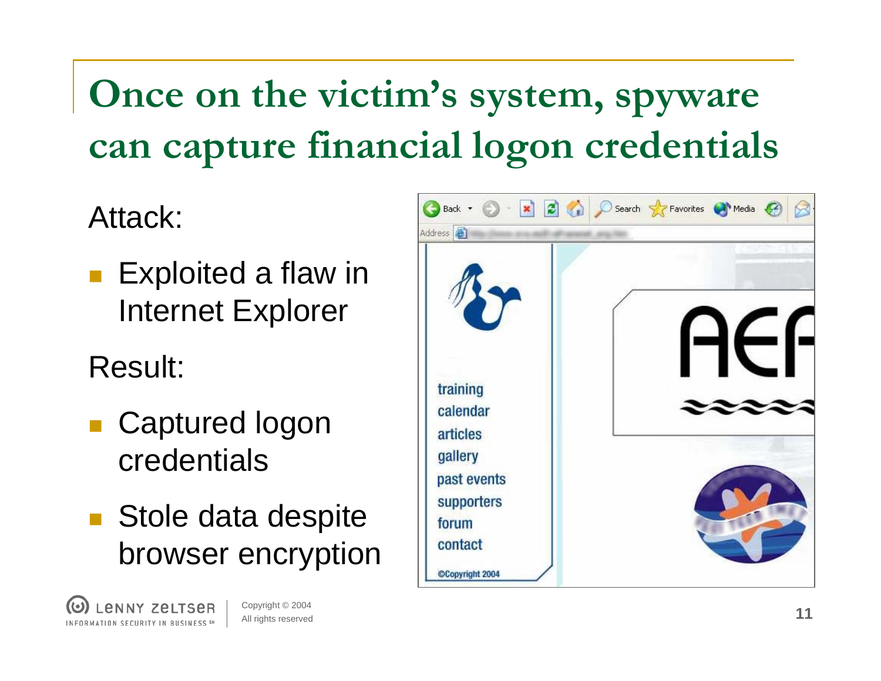# Once on the victim's system, spyware can capture financial logon credentials

Attack:

- Exploited a flaw in Internet Explorer

Result:

- Captured logon credentials
- Stole data despite browser encryption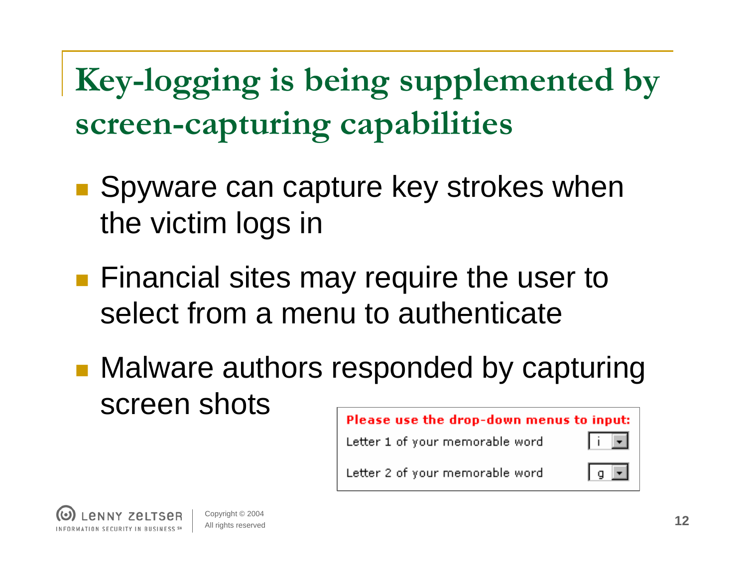# Key-logging is being supplemented by screen-capturing capabilities

- Spyware can capture key strokes when the victim logs in
- Financial sites may require the user to select from a menu to authenticate
- Malware authors responded by capturing screen shots

**Please use the drop-down menus to input:**

| | |
|---|---|
| Letter 1 of your memorable word | i |
| Letter 2 of your memorable word | g |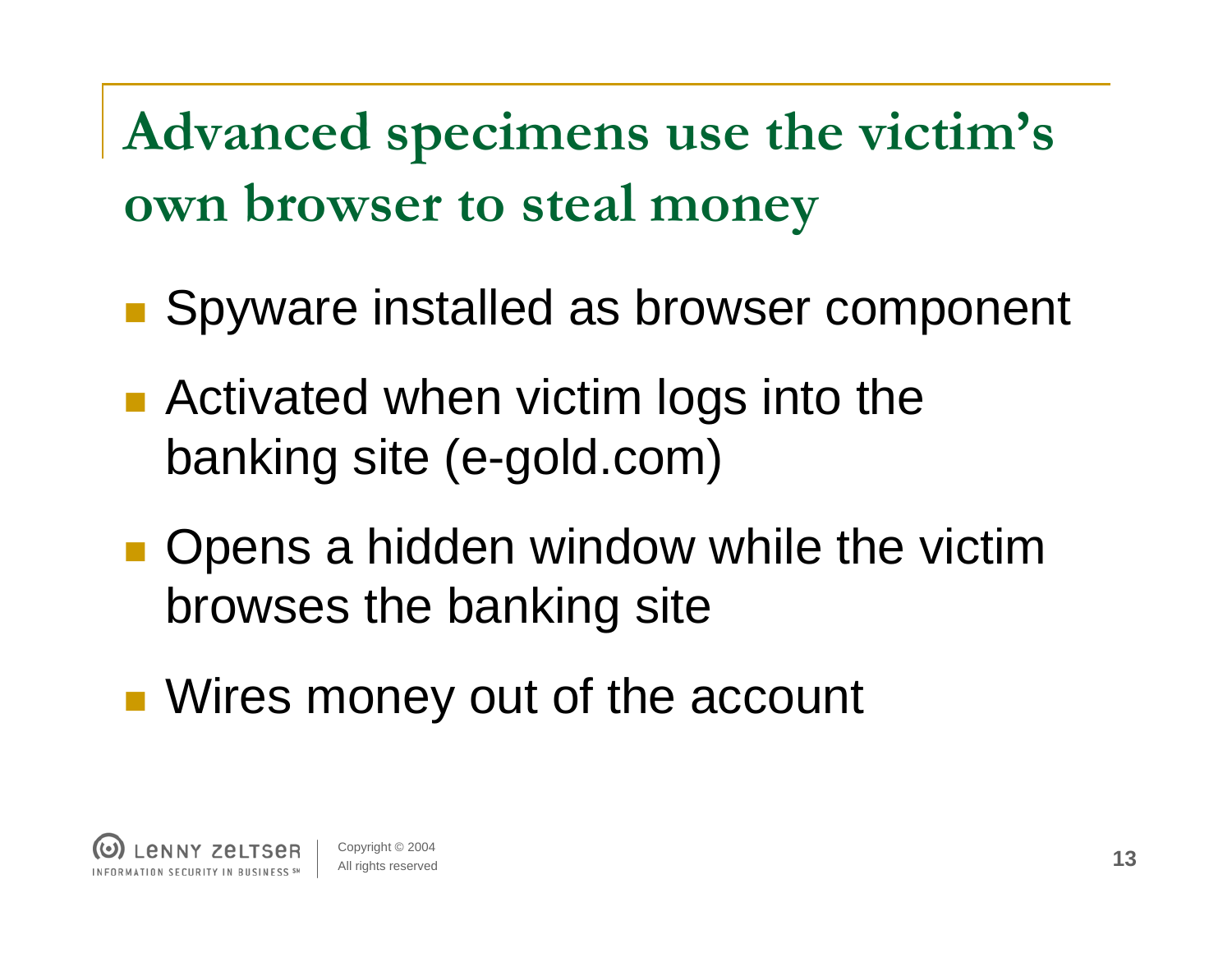# Advanced specimens use the victim's own browser to steal money

- Spyware installed as browser component
- Activated when victim logs into the banking site (e-gold.com)
- Opens a hidden window while the victim browses the banking site
- Wires money out of the account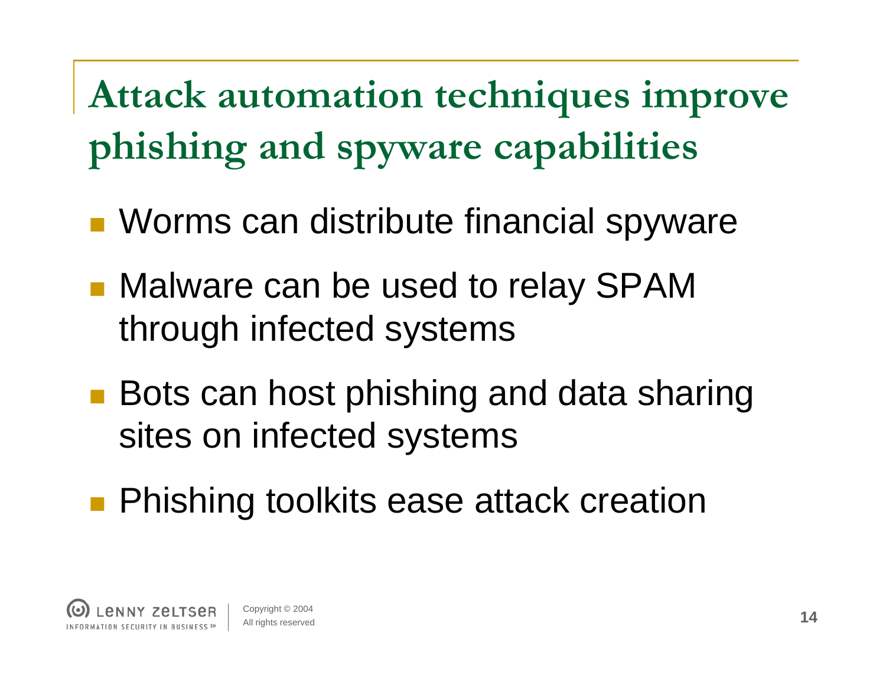# Attack automation techniques improve phishing and spyware capabilities

- Worms can distribute financial spyware
- Malware can be used to relay SPAM through infected systems
- Bots can host phishing and data sharing sites on infected systems
- Phishing toolkits ease attack creation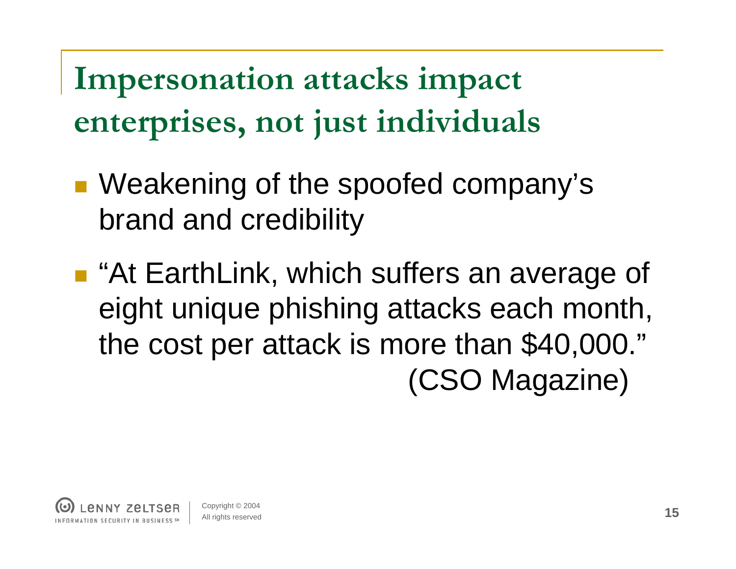# Impersonation attacks impact enterprises, not just individuals

- Weakening of the spoofed company's brand and credibility
- "At EarthLink, which suffers an average of eight unique phishing attacks each month, the cost per attack is more than $40,000." (CSO Magazine)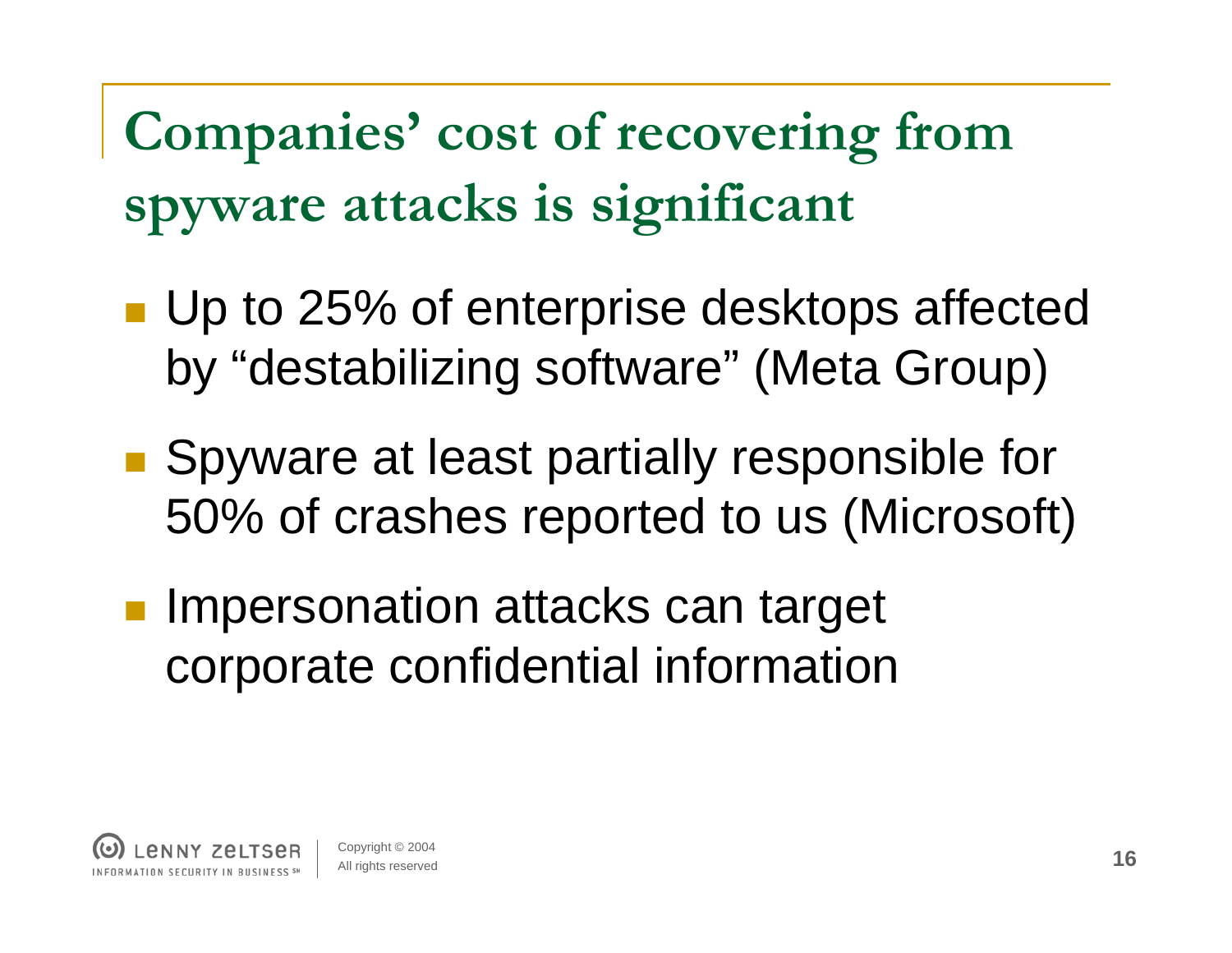# Companies' cost of recovering from spyware attacks is significant

- Up to 25% of enterprise desktops affected by "destabilizing software" (Meta Group)
- Spyware at least partially responsible for 50% of crashes reported to us (Microsoft)
- Impersonation attacks can target corporate confidential information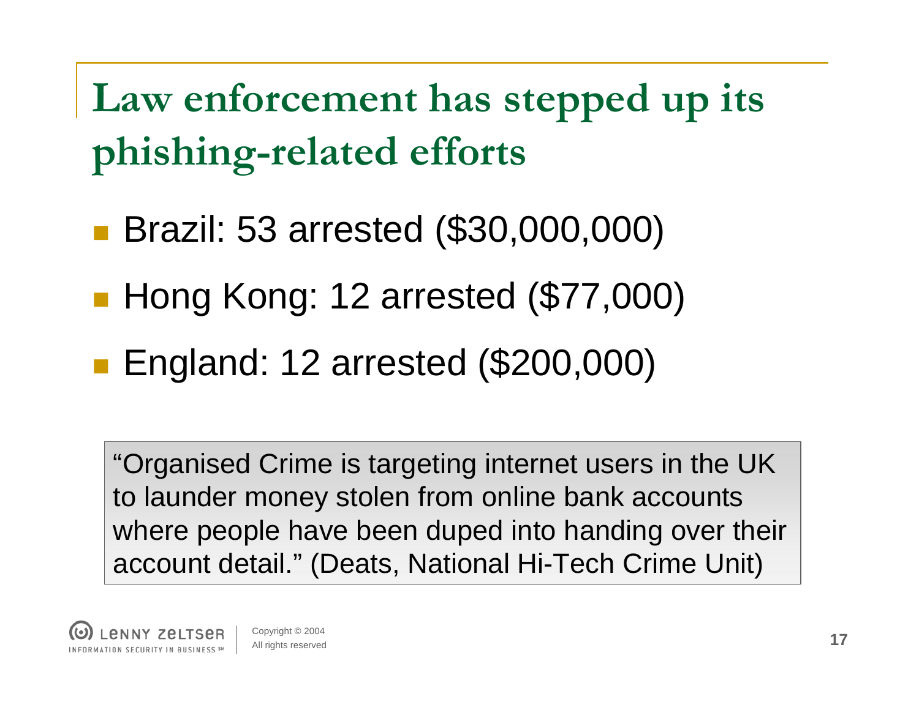# Law enforcement has stepped up its phishing-related efforts

- Brazil: 53 arrested ($30,000,000)
- Hong Kong: 12 arrested ($77,000)
- England: 12 arrested ($200,000)

> "Organised Crime is targeting internet users in the UK to launder money stolen from online bank accounts where people have been duped into handing over their account detail." (Deats, National Hi-Tech Crime Unit)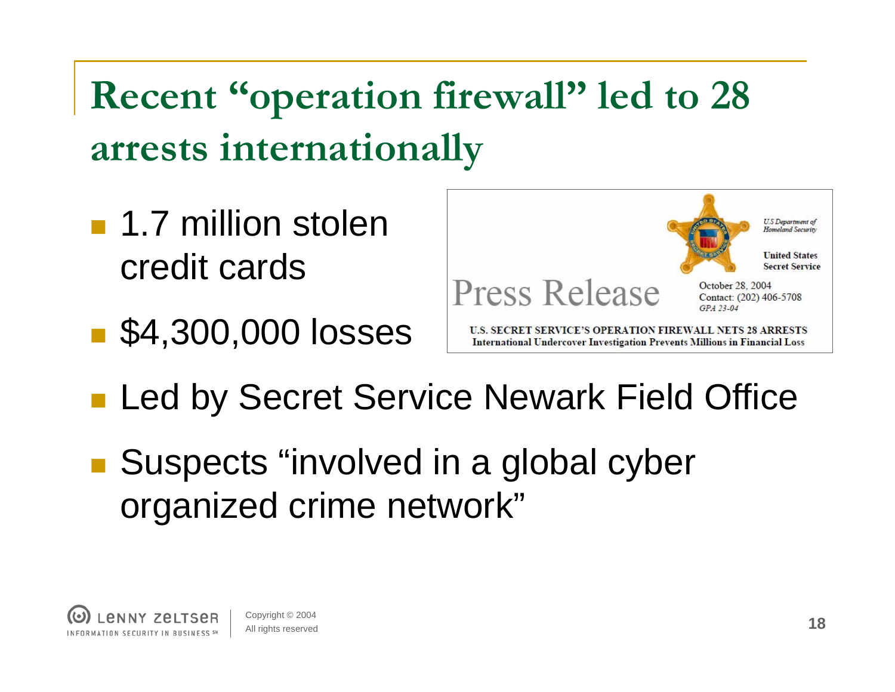# Recent "operation firewall" led to 28 arrests internationally

- 1.7 million stolen credit cards
- $4,300,000 losses

U.S Department of Homeland Security

United States Secret Service

Press Release

October 28, 2004
Contact: (202) 406-5708
GPA 23-04

**U.S. SECRET SERVICE'S OPERATION FIREWALL NETS 28 ARRESTS**
**International Undercover Investigation Prevents Millions in Financial Loss**

- Led by Secret Service Newark Field Office
- Suspects "involved in a global cyber organized crime network"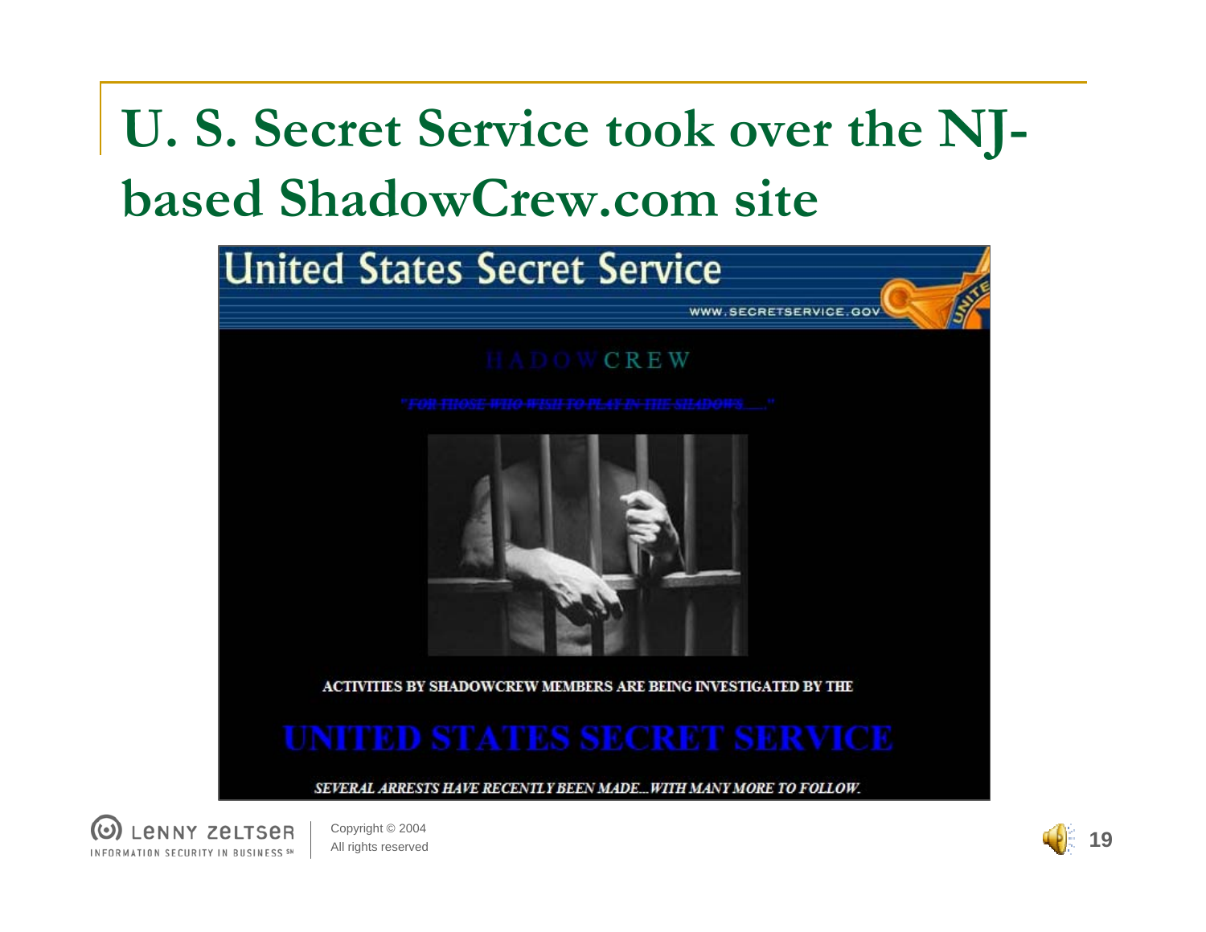# U. S. Secret Service took over the NJ-based ShadowCrew.com site

United States Secret Service

WWW.SECRETSERVICE.GOV

HADOWCREW

"FOR THOSE WHO WISH TO PLAY IN THE SHADOWS....."

ACTIVITIES BY SHADOWCREW MEMBERS ARE BEING INVESTIGATED BY THE

UNITED STATES SECRET SERVICE

*SEVERAL ARRESTS HAVE RECENTLY BEEN MADE...WITH MANY MORE TO FOLLOW.*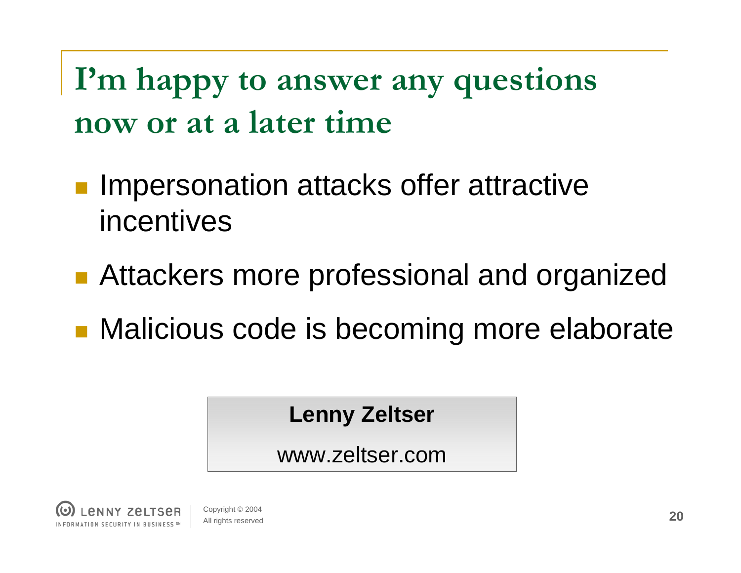# I'm happy to answer any questions now or at a later time

- Impersonation attacks offer attractive incentives
- Attackers more professional and organized
- Malicious code is becoming more elaborate

**Lenny Zeltser**

www.zeltser.com

LENNY ZELTSER INFORMATION SECURITY IN BUSINESS SM

Copyright © 2004
All rights reserved